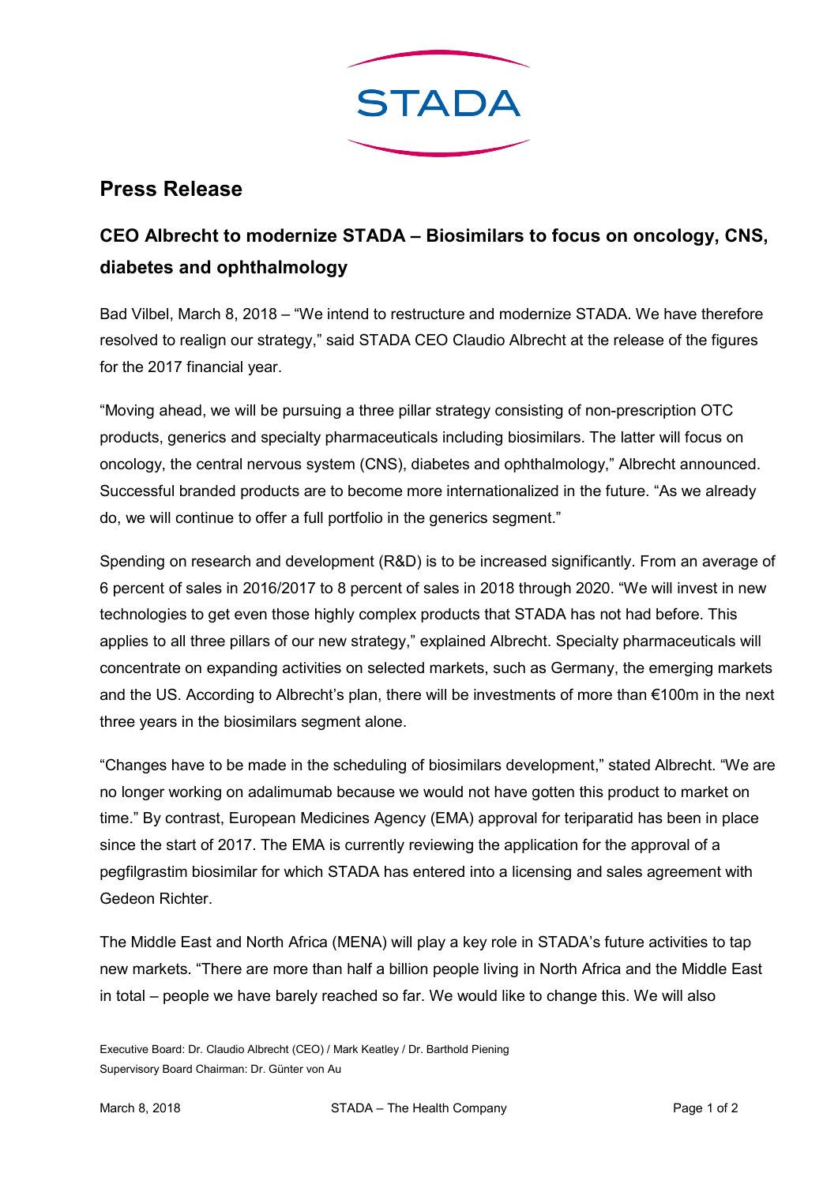STADA

# Press Release

## CEO Albrecht to modernize STADA – Biosimilars to focus on oncology, CNS, diabetes and ophthalmology

Bad Vilbel, March 8, 2018 – "We intend to restructure and modernize STADA. We have therefore resolved to realign our strategy," said STADA CEO Claudio Albrecht at the release of the figures for the 2017 financial year.

"Moving ahead, we will be pursuing a three pillar strategy consisting of non-prescription OTC products, generics and specialty pharmaceuticals including biosimilars. The latter will focus on oncology, the central nervous system (CNS), diabetes and ophthalmology," Albrecht announced. Successful branded products are to become more internationalized in the future. "As we already do, we will continue to offer a full portfolio in the generics segment."

Spending on research and development (R&D) is to be increased significantly. From an average of 6 percent of sales in 2016/2017 to 8 percent of sales in 2018 through 2020. "We will invest in new technologies to get even those highly complex products that STADA has not had before. This applies to all three pillars of our new strategy," explained Albrecht. Specialty pharmaceuticals will concentrate on expanding activities on selected markets, such as Germany, the emerging markets and the US. According to Albrecht's plan, there will be investments of more than €100m in the next three years in the biosimilars segment alone.

"Changes have to be made in the scheduling of biosimilars development," stated Albrecht. "We are no longer working on adalimumab because we would not have gotten this product to market on time." By contrast, European Medicines Agency (EMA) approval for teriparatid has been in place since the start of 2017. The EMA is currently reviewing the application for the approval of a pegfilgrastim biosimilar for which STADA has entered into a licensing and sales agreement with Gedeon Richter.

The Middle East and North Africa (MENA) will play a key role in STADA's future activities to tap new markets. "There are more than half a billion people living in North Africa and the Middle East in total – people we have barely reached so far. We would like to change this. We will also

Executive Board: Dr. Claudio Albrecht (CEO) / Mark Keatley / Dr. Barthold Piening
Supervisory Board Chairman: Dr. Günter von Au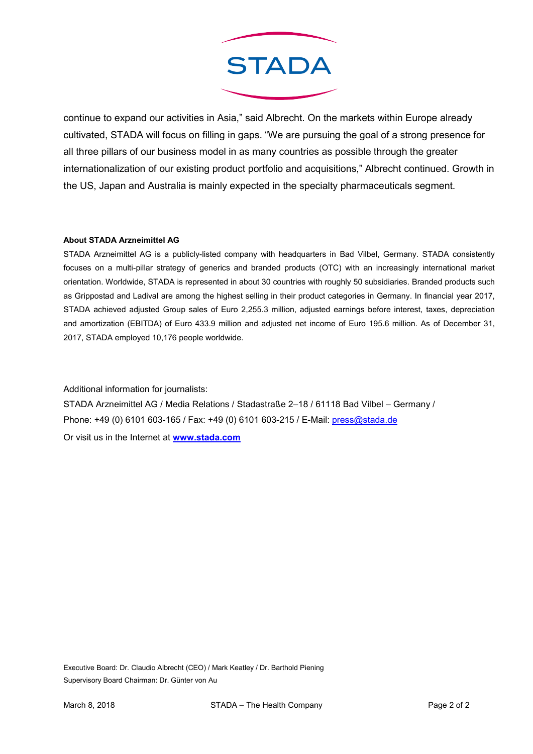continue to expand our activities in Asia," said Albrecht. On the markets within Europe already cultivated, STADA will focus on filling in gaps. "We are pursuing the goal of a strong presence for all three pillars of our business model in as many countries as possible through the greater internationalization of our existing product portfolio and acquisitions," Albrecht continued. Growth in the US, Japan and Australia is mainly expected in the specialty pharmaceuticals segment.

**About STADA Arzneimittel AG**

STADA Arzneimittel AG is a publicly-listed company with headquarters in Bad Vilbel, Germany. STADA consistently focuses on a multi-pillar strategy of generics and branded products (OTC) with an increasingly international market orientation. Worldwide, STADA is represented in about 30 countries with roughly 50 subsidiaries. Branded products such as Grippostad and Ladival are among the highest selling in their product categories in Germany. In financial year 2017, STADA achieved adjusted Group sales of Euro 2,255.3 million, adjusted earnings before interest, taxes, depreciation and amortization (EBITDA) of Euro 433.9 million and adjusted net income of Euro 195.6 million. As of December 31, 2017, STADA employed 10,176 people worldwide.

Additional information for journalists:
STADA Arzneimittel AG / Media Relations / Stadastraße 2–18 / 61118 Bad Vilbel – Germany /
Phone: +49 (0) 6101 603-165 / Fax: +49 (0) 6101 603-215 / E-Mail: press@stada.de
Or visit us in the Internet at **www.stada.com**

Executive Board: Dr. Claudio Albrecht (CEO) / Mark Keatley / Dr. Barthold Piening
Supervisory Board Chairman: Dr. Günter von Au